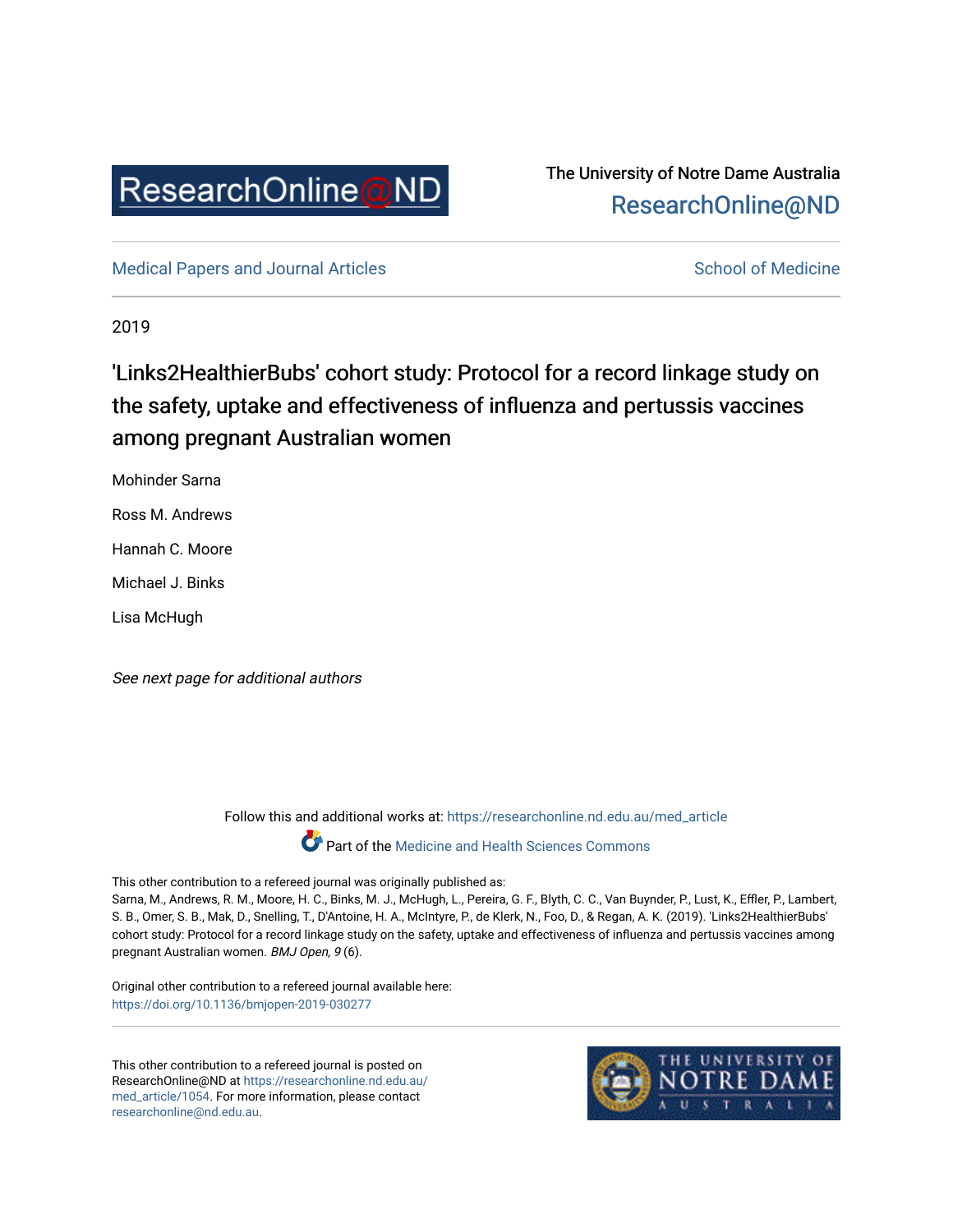The University of Notre Dame Australia
ResearchOnline@ND

Medical Papers and Journal Articles

School of Medicine

2019

# 'Links2HealthierBubs' cohort study: Protocol for a record linkage study on the safety, uptake and effectiveness of influenza and pertussis vaccines among pregnant Australian women

Mohinder Sarna

Ross M. Andrews

Hannah C. Moore

Michael J. Binks

Lisa McHugh

*See next page for additional authors*

Follow this and additional works at: https://researchonline.nd.edu.au/med_article

Part of the Medicine and Health Sciences Commons

This other contribution to a refereed journal was originally published as:
Sarna, M., Andrews, R. M., Moore, H. C., Binks, M. J., McHugh, L., Pereira, G. F., Blyth, C. C., Van Buynder, P., Lust, K., Effler, P., Lambert, S. B., Omer, S. B., Mak, D., Snelling, T., D'Antoine, H. A., McIntyre, P., de Klerk, N., Foo, D., & Regan, A. K. (2019). 'Links2HealthierBubs' cohort study: Protocol for a record linkage study on the safety, uptake and effectiveness of influenza and pertussis vaccines among pregnant Australian women. *BMJ Open, 9* (6).

Original other contribution to a refereed journal available here:
https://doi.org/10.1136/bmjopen-2019-030277

This other contribution to a refereed journal is posted on ResearchOnline@ND at https://researchonline.nd.edu.au/med_article/1054. For more information, please contact researchonline@nd.edu.au.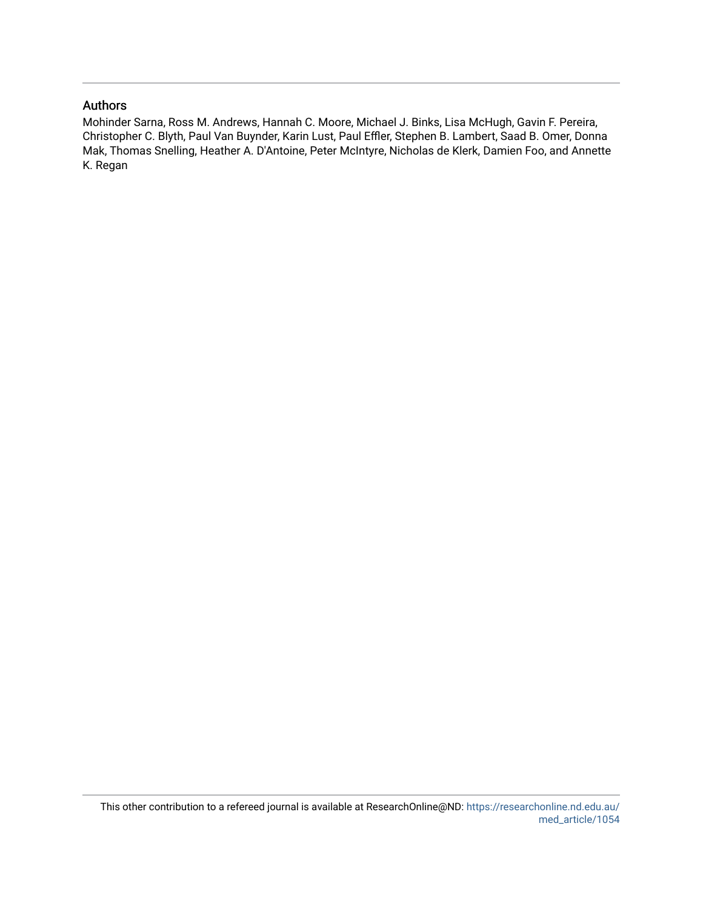## Authors

Mohinder Sarna, Ross M. Andrews, Hannah C. Moore, Michael J. Binks, Lisa McHugh, Gavin F. Pereira, Christopher C. Blyth, Paul Van Buynder, Karin Lust, Paul Effler, Stephen B. Lambert, Saad B. Omer, Donna Mak, Thomas Snelling, Heather A. D'Antoine, Peter McIntyre, Nicholas de Klerk, Damien Foo, and Annette K. Regan

This other contribution to a refereed journal is available at ResearchOnline@ND: https://researchonline.nd.edu.au/med_article/1054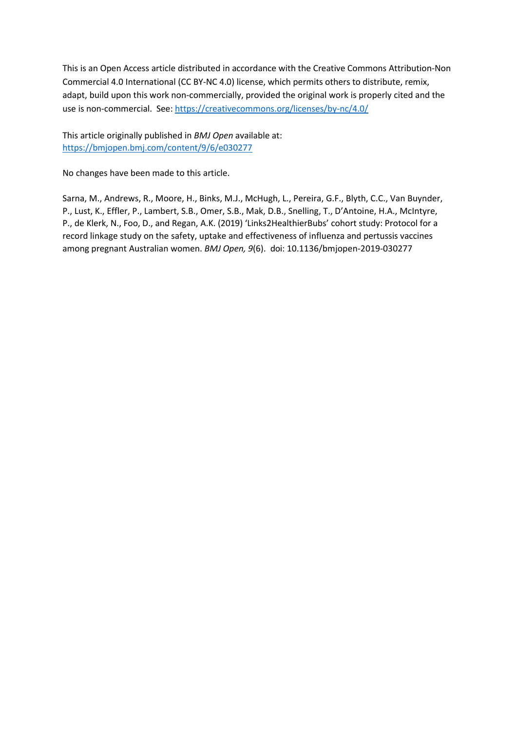This is an Open Access article distributed in accordance with the Creative Commons Attribution-Non Commercial 4.0 International (CC BY-NC 4.0) license, which permits others to distribute, remix, adapt, build upon this work non-commercially, provided the original work is properly cited and the use is non-commercial. See: https://creativecommons.org/licenses/by-nc/4.0/

This article originally published in *BMJ Open* available at: https://bmjopen.bmj.com/content/9/6/e030277

No changes have been made to this article.

Sarna, M., Andrews, R., Moore, H., Binks, M.J., McHugh, L., Pereira, G.F., Blyth, C.C., Van Buynder, P., Lust, K., Effler, P., Lambert, S.B., Omer, S.B., Mak, D.B., Snelling, T., D'Antoine, H.A., McIntyre, P., de Klerk, N., Foo, D., and Regan, A.K. (2019) 'Links2HealthierBubs' cohort study: Protocol for a record linkage study on the safety, uptake and effectiveness of influenza and pertussis vaccines among pregnant Australian women. *BMJ Open, 9*(6). doi: 10.1136/bmjopen-2019-030277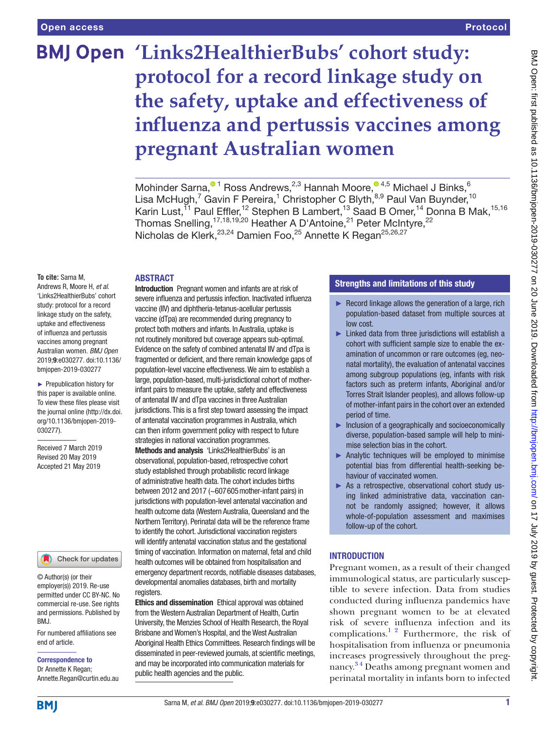# 'Links2HealthierBubs' cohort study: protocol for a record linkage study on the safety, uptake and effectiveness of influenza and pertussis vaccines among pregnant Australian women

Mohinder Sarna,[1] Ross Andrews,[2,3] Hannah Moore,[4,5] Michael J Binks,[6] Lisa McHugh,[7] Gavin F Pereira,[1] Christopher C Blyth,[8,9] Paul Van Buynder,[10] Karin Lust,[11] Paul Effler,[12] Stephen B Lambert,[13] Saad B Omer,[14] Donna B Mak,[15,16] Thomas Snelling,[17,18,19,20] Heather A D'Antoine,[21] Peter McIntyre,[22] Nicholas de Klerk,[23,24] Damien Foo,[25] Annette K Regan[25,26,27]

**To cite:** Sarna M, Andrews R, Moore H, *et al*. 'Links2HealthierBubs' cohort study: protocol for a record linkage study on the safety, uptake and effectiveness of influenza and pertussis vaccines among pregnant Australian women. *BMJ Open* 2019;**9**:e030277. doi:10.1136/bmjopen-2019-030277

► Prepublication history for this paper is available online. To view these files please visit the journal online (http://dx.doi.org/10.1136/bmjopen-2019-030277).

Received 7 March 2019
Revised 20 May 2019
Accepted 21 May 2019

© Author(s) (or their employer(s)) 2019. Re-use permitted under CC BY-NC. No commercial re-use. See rights and permissions. Published by BMJ.

For numbered affiliations see end of article.

**Correspondence to**
Dr Annette K Regan;
Annette.Regan@curtin.edu.au

## ABSTRACT

**Introduction** Pregnant women and infants are at risk of severe influenza and pertussis infection. Inactivated influenza vaccine (IIV) and diphtheria-tetanus-acellular pertussis vaccine (dTpa) are recommended during pregnancy to protect both mothers and infants. In Australia, uptake is not routinely monitored but coverage appears sub-optimal. Evidence on the safety of combined antenatal IIV and dTpa is fragmented or deficient, and there remain knowledge gaps of population-level vaccine effectiveness. We aim to establish a large, population-based, multi-jurisdictional cohort of mother-infant pairs to measure the uptake, safety and effectiveness of antenatal IIV and dTpa vaccines in three Australian jurisdictions. This is a first step toward assessing the impact of antenatal vaccination programmes in Australia, which can then inform government policy with respect to future strategies in national vaccination programmes.

**Methods and analysis** 'Links2HealthierBubs' is an observational, population-based, retrospective cohort study established through probabilistic record linkage of administrative health data. The cohort includes births between 2012 and 2017 (~607 605 mother-infant pairs) in jurisdictions with population-level antenatal vaccination and health outcome data (Western Australia, Queensland and the Northern Territory). Perinatal data will be the reference frame to identify the cohort. Jurisdictional vaccination registers will identify antenatal vaccination status and the gestational timing of vaccination. Information on maternal, fetal and child health outcomes will be obtained from hospitalisation and emergency department records, notifiable diseases databases, developmental anomalies databases, birth and mortality registers.

**Ethics and dissemination** Ethical approval was obtained from the Western Australian Department of Health, Curtin University, the Menzies School of Health Research, the Royal Brisbane and Women's Hospital, and the West Australian Aboriginal Health Ethics Committees. Research findings will be disseminated in peer-reviewed journals, at scientific meetings, and may be incorporated into communication materials for public health agencies and the public.

## Strengths and limitations of this study

- ► Record linkage allows the generation of a large, rich population-based dataset from multiple sources at low cost.
- ► Linked data from three jurisdictions will establish a cohort with sufficient sample size to enable the examination of uncommon or rare outcomes (eg, neonatal mortality), the evaluation of antenatal vaccines among subgroup populations (eg, infants with risk factors such as preterm infants, Aboriginal and/or Torres Strait Islander peoples), and allows follow-up of mother-infant pairs in the cohort over an extended period of time.
- ► Inclusion of a geographically and socioeconomically diverse, population-based sample will help to minimise selection bias in the cohort.
- ► Analytic techniques will be employed to minimise potential bias from differential health-seeking behaviour of vaccinated women.
- ► As a retrospective, observational cohort study using linked administrative data, vaccination cannot be randomly assigned; however, it allows whole-of-population assessment and maximises follow-up of the cohort.

## INTRODUCTION

Pregnant women, as a result of their changed immunological status, are particularly susceptible to severe infection. Data from studies conducted during influenza pandemics have shown pregnant women to be at elevated risk of severe influenza infection and its complications.[1,2] Furthermore, the risk of hospitalisation from influenza or pneumonia increases progressively throughout the pregnancy.[3,4] Deaths among pregnant women and perinatal mortality in infants born to infected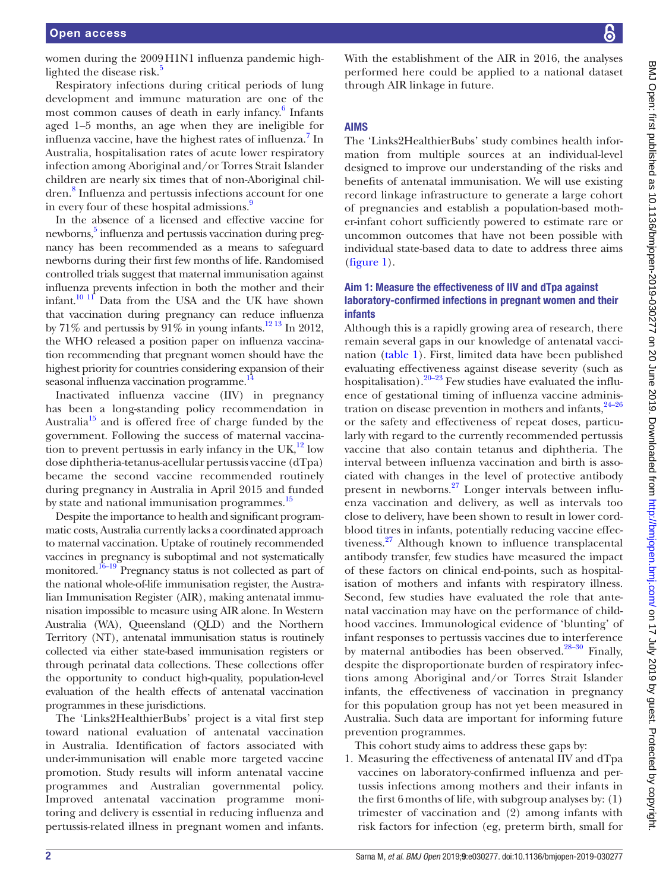women during the 2009 H1N1 influenza pandemic highlighted the disease risk.[5]

Respiratory infections during critical periods of lung development and immune maturation are one of the most common causes of death in early infancy.[6] Infants aged 1–5 months, an age when they are ineligible for influenza vaccine, have the highest rates of influenza.[7] In Australia, hospitalisation rates of acute lower respiratory infection among Aboriginal and/or Torres Strait Islander children are nearly six times that of non-Aboriginal children.[8] Influenza and pertussis infections account for one in every four of these hospital admissions.[9]

In the absence of a licensed and effective vaccine for newborns,[5] influenza and pertussis vaccination during pregnancy has been recommended as a means to safeguard newborns during their first few months of life. Randomised controlled trials suggest that maternal immunisation against influenza prevents infection in both the mother and their infant.[10 11] Data from the USA and the UK have shown that vaccination during pregnancy can reduce influenza by 71% and pertussis by 91% in young infants.[12 13] In 2012, the WHO released a position paper on influenza vaccination recommending that pregnant women should have the highest priority for countries considering expansion of their seasonal influenza vaccination programme.[14]

Inactivated influenza vaccine (IIV) in pregnancy has been a long-standing policy recommendation in Australia[15] and is offered free of charge funded by the government. Following the success of maternal vaccination to prevent pertussis in early infancy in the UK,[12] low dose diphtheria-tetanus-acellular pertussis vaccine (dTpa) became the second vaccine recommended routinely during pregnancy in Australia in April 2015 and funded by state and national immunisation programmes.[15]

Despite the importance to health and significant programmatic costs, Australia currently lacks a coordinated approach to maternal vaccination. Uptake of routinely recommended vaccines in pregnancy is suboptimal and not systematically monitored.[16–19] Pregnancy status is not collected as part of the national whole-of-life immunisation register, the Australian Immunisation Register (AIR), making antenatal immunisation impossible to measure using AIR alone. In Western Australia (WA), Queensland (QLD) and the Northern Territory (NT), antenatal immunisation status is routinely collected via either state-based immunisation registers or through perinatal data collections. These collections offer the opportunity to conduct high-quality, population-level evaluation of the health effects of antenatal vaccination programmes in these jurisdictions.

The 'Links2HealthierBubs' project is a vital first step toward national evaluation of antenatal vaccination in Australia. Identification of factors associated with under-immunisation will enable more targeted vaccine promotion. Study results will inform antenatal vaccine programmes and Australian governmental policy. Improved antenatal vaccination programme monitoring and delivery is essential in reducing influenza and pertussis-related illness in pregnant women and infants.

With the establishment of the AIR in 2016, the analyses performed here could be applied to a national dataset through AIR linkage in future.

## AIMS

The 'Links2HealthierBubs' study combines health information from multiple sources at an individual-level designed to improve our understanding of the risks and benefits of antenatal immunisation. We will use existing record linkage infrastructure to generate a large cohort of pregnancies and establish a population-based mother-infant cohort sufficiently powered to estimate rare or uncommon outcomes that have not been possible with individual state-based data to date to address three aims (figure 1).

### Aim 1: Measure the effectiveness of IIV and dTpa against laboratory-confirmed infections in pregnant women and their infants

Although this is a rapidly growing area of research, there remain several gaps in our knowledge of antenatal vaccination (table 1). First, limited data have been published evaluating effectiveness against disease severity (such as hospitalisation).[20–23] Few studies have evaluated the influence of gestational timing of influenza vaccine administration on disease prevention in mothers and infants,[24–26] or the safety and effectiveness of repeat doses, particularly with regard to the currently recommended pertussis vaccine that also contain tetanus and diphtheria. The interval between influenza vaccination and birth is associated with changes in the level of protective antibody present in newborns.[27] Longer intervals between influenza vaccination and delivery, as well as intervals too close to delivery, have been shown to result in lower cord-blood titres in infants, potentially reducing vaccine effectiveness.[27] Although known to influence transplacental antibody transfer, few studies have measured the impact of these factors on clinical end-points, such as hospitalisation of mothers and infants with respiratory illness. Second, few studies have evaluated the role that antenatal vaccination may have on the performance of childhood vaccines. Immunological evidence of 'blunting' of infant responses to pertussis vaccines due to interference by maternal antibodies has been observed.[28–30] Finally, despite the disproportionate burden of respiratory infections among Aboriginal and/or Torres Strait Islander infants, the effectiveness of vaccination in pregnancy for this population group has not yet been measured in Australia. Such data are important for informing future prevention programmes.

This cohort study aims to address these gaps by:

1. Measuring the effectiveness of antenatal IIV and dTpa vaccines on laboratory-confirmed influenza and pertussis infections among mothers and their infants in the first 6 months of life, with subgroup analyses by: (1) trimester of vaccination and (2) among infants with risk factors for infection (eg, preterm birth, small for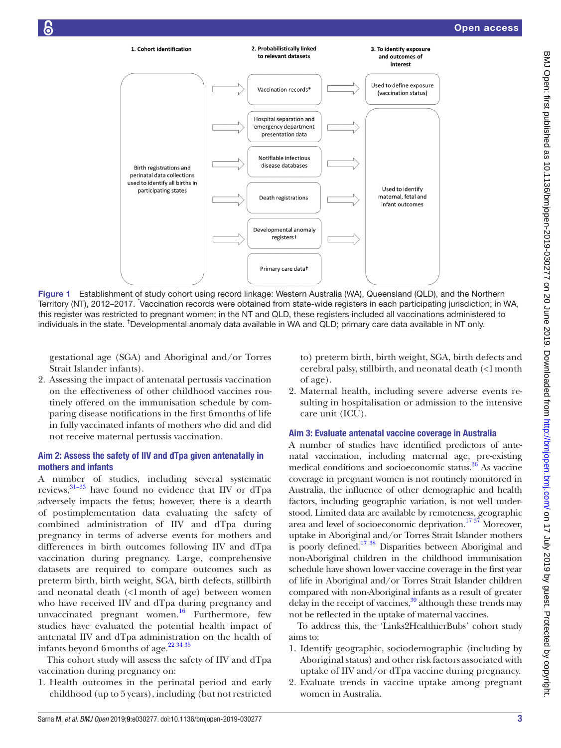1. Cohort identification

2. Probabilistically linked to relevant datasets

3. To identify exposure and outcomes of interest

Birth registrations and perinatal data collections used to identify all births in participating states

Vaccination records*

Hospital separation and emergency department presentation data

Notifiable infectious disease databases

Death registrations

Developmental anomaly registers†

Primary care data†

Used to define exposure (vaccination status)

Used to identify maternal, fetal and infant outcomes

**Figure 1** Establishment of study cohort using record linkage: Western Australia (WA), Queensland (QLD), and the Northern Territory (NT), 2012–2017. *Vaccination records were obtained from state-wide registers in each participating jurisdiction; in WA, this register was restricted to pregnant women; in the NT and QLD, these registers included all vaccinations administered to individuals in the state. †Developmental anomaly data available in WA and QLD; primary care data available in NT only.

gestational age (SGA) and Aboriginal and/or Torres Strait Islander infants).

2. Assessing the impact of antenatal pertussis vaccination on the effectiveness of other childhood vaccines routinely offered on the immunisation schedule by comparing disease notifications in the first 6 months of life in fully vaccinated infants of mothers who did and did not receive maternal pertussis vaccination.

## Aim 2: Assess the safety of IIV and dTpa given antenatally in mothers and infants

A number of studies, including several systematic reviews,[31–33] have found no evidence that IIV or dTpa adversely impacts the fetus; however, there is a dearth of postimplementation data evaluating the safety of combined administration of IIV and dTpa during pregnancy in terms of adverse events for mothers and differences in birth outcomes following IIV and dTpa vaccination during pregnancy. Large, comprehensive datasets are required to compare outcomes such as preterm birth, birth weight, SGA, birth defects, stillbirth and neonatal death (<1 month of age) between women who have received IIV and dTpa during pregnancy and unvaccinated pregnant women.[16] Furthermore, few studies have evaluated the potential health impact of antenatal IIV and dTpa administration on the health of infants beyond 6 months of age.[22 34 35]

This cohort study will assess the safety of IIV and dTpa vaccination during pregnancy on:

1. Health outcomes in the perinatal period and early childhood (up to 5 years), including (but not restricted to) preterm birth, birth weight, SGA, birth defects and cerebral palsy, stillbirth, and neonatal death (<1 month of age).
2. Maternal health, including severe adverse events resulting in hospitalisation or admission to the intensive care unit (ICU).

## Aim 3: Evaluate antenatal vaccine coverage in Australia

A number of studies have identified predictors of antenatal vaccination, including maternal age, pre-existing medical conditions and socioeconomic status.[36] As vaccine coverage in pregnant women is not routinely monitored in Australia, the influence of other demographic and health factors, including geographic variation, is not well understood. Limited data are available by remoteness, geographic area and level of socioeconomic deprivation.[17 37] Moreover, uptake in Aboriginal and/or Torres Strait Islander mothers is poorly defined.[17 38] Disparities between Aboriginal and non-Aboriginal children in the childhood immunisation schedule have shown lower vaccine coverage in the first year of life in Aboriginal and/or Torres Strait Islander children compared with non-Aboriginal infants as a result of greater delay in the receipt of vaccines,[39] although these trends may not be reflected in the uptake of maternal vaccines.

To address this, the 'Links2HealthierBubs' cohort study aims to:

1. Identify geographic, sociodemographic (including by Aboriginal status) and other risk factors associated with uptake of IIV and/or dTpa vaccine during pregnancy.
2. Evaluate trends in vaccine uptake among pregnant women in Australia.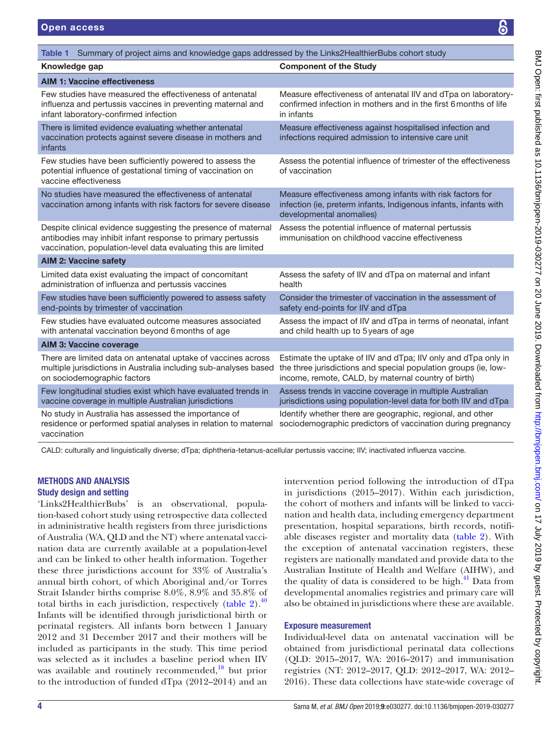**Table 1** Summary of project aims and knowledge gaps addressed by the Links2HealthierBubs cohort study

| Knowledge gap | Component of the Study |
|---|---|
| **AIM 1: Vaccine effectiveness** | |
| Few studies have measured the effectiveness of antenatal influenza and pertussis vaccines in preventing maternal and infant laboratory-confirmed infection | Measure effectiveness of antenatal IIV and dTpa on laboratory-confirmed infection in mothers and in the first 6 months of life in infants |
| There is limited evidence evaluating whether antenatal vaccination protects against severe disease in mothers and infants | Measure effectiveness against hospitalised infection and infections required admission to intensive care unit |
| Few studies have been sufficiently powered to assess the potential influence of gestational timing of vaccination on vaccine effectiveness | Assess the potential influence of trimester of the effectiveness of vaccination |
| No studies have measured the effectiveness of antenatal vaccination among infants with risk factors for severe disease | Measure effectiveness among infants with risk factors for infection (ie, preterm infants, Indigenous infants, infants with developmental anomalies) |
| Despite clinical evidence suggesting the presence of maternal antibodies may inhibit infant response to primary pertussis vaccination, population-level data evaluating this are limited | Assess the potential influence of maternal pertussis immunisation on childhood vaccine effectiveness |
| **AIM 2: Vaccine safety** | |
| Limited data exist evaluating the impact of concomitant administration of influenza and pertussis vaccines | Assess the safety of IIV and dTpa on maternal and infant health |
| Few studies have been sufficiently powered to assess safety end-points by trimester of vaccination | Consider the trimester of vaccination in the assessment of safety end-points for IIV and dTpa |
| Few studies have evaluated outcome measures associated with antenatal vaccination beyond 6 months of age | Assess the impact of IIV and dTpa in terms of neonatal, infant and child health up to 5 years of age |
| **AIM 3: Vaccine coverage** | |
| There are limited data on antenatal uptake of vaccines across multiple jurisdictions in Australia including sub-analyses based on sociodemographic factors | Estimate the uptake of IIV and dTpa; IIV only and dTpa only in the three jurisdictions and special population groups (ie, low-income, remote, CALD, by maternal country of birth) |
| Few longitudinal studies exist which have evaluated trends in vaccine coverage in multiple Australian jurisdictions | Assess trends in vaccine coverage in multiple Australian jurisdictions using population-level data for both IIV and dTpa |
| No study in Australia has assessed the importance of residence or performed spatial analyses in relation to maternal vaccination | Identify whether there are geographic, regional, and other sociodemographic predictors of vaccination during pregnancy |

CALD: culturally and linguistically diverse; dTpa; diphtheria-tetanus-acellular pertussis vaccine; IIV; inactivated influenza vaccine.

## METHODS AND ANALYSIS

### Study design and setting

'Links2HealthierBubs' is an observational, population-based cohort study using retrospective data collected in administrative health registers from three jurisdictions of Australia (WA, QLD and the NT) where antenatal vaccination data are currently available at a population-level and can be linked to other health information. Together these three jurisdictions account for 33% of Australia's annual birth cohort, of which Aboriginal and/or Torres Strait Islander births comprise 8.0%, 8.9% and 35.8% of total births in each jurisdiction, respectively (table 2).[40] Infants will be identified through jurisdictional birth or perinatal registers. All infants born between 1 January 2012 and 31 December 2017 and their mothers will be included as participants in the study. This time period was selected as it includes a baseline period when IIV was available and routinely recommended,[18] but prior to the introduction of funded dTpa (2012–2014) and an intervention period following the introduction of dTpa in jurisdictions (2015–2017). Within each jurisdiction, the cohort of mothers and infants will be linked to vaccination and health data, including emergency department presentation, hospital separations, birth records, notifiable diseases register and mortality data (table 2). With the exception of antenatal vaccination registers, these registers are nationally mandated and provide data to the Australian Institute of Health and Welfare (AIHW), and the quality of data is considered to be high.[41] Data from developmental anomalies registries and primary care will also be obtained in jurisdictions where these are available.

### Exposure measurement

Individual-level data on antenatal vaccination will be obtained from jurisdictional perinatal data collections (QLD: 2015–2017, WA: 2016–2017) and immunisation registries (NT: 2012–2017, QLD: 2012–2017, WA: 2012–2016). These data collections have state-wide coverage of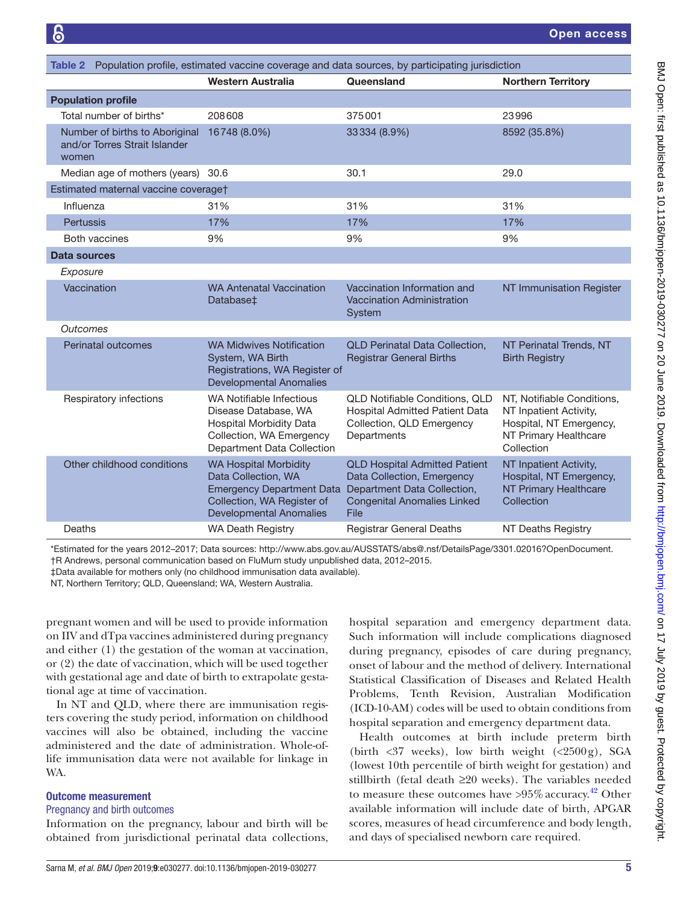**Table 2** Population profile, estimated vaccine coverage and data sources, by participating jurisdiction

| | Western Australia | Queensland | Northern Territory |
|---|---|---|---|
| **Population profile** | | | |
| Total number of births* | 208608 | 375001 | 23996 |
| Number of births to Aboriginal and/or Torres Strait Islander women | 16748 (8.0%) | 33334 (8.9%) | 8592 (35.8%) |
| Median age of mothers (years) | 30.6 | 30.1 | 29.0 |
| Estimated maternal vaccine coverage† | | | |
| Influenza | 31% | 31% | 31% |
| Pertussis | 17% | 17% | 17% |
| Both vaccines | 9% | 9% | 9% |
| **Data sources** | | | |
| *Exposure* | | | |
| Vaccination | WA Antenatal Vaccination Database‡ | Vaccination Information and Vaccination Administration System | NT Immunisation Register |
| *Outcomes* | | | |
| Perinatal outcomes | WA Midwives Notification System, WA Birth Registrations, WA Register of Developmental Anomalies | QLD Perinatal Data Collection, Registrar General Births | NT Perinatal Trends, NT Birth Registry |
| Respiratory infections | WA Notifiable Infectious Disease Database, WA Hospital Morbidity Data Collection, WA Emergency Department Data Collection | QLD Notifiable Conditions, QLD Hospital Admitted Patient Data Collection, QLD Emergency Departments | NT, Notifiable Conditions, NT Inpatient Activity, Hospital, NT Emergency, NT Primary Healthcare Collection |
| Other childhood conditions | WA Hospital Morbidity Data Collection, WA Emergency Department Data Collection, WA Register of Developmental Anomalies | QLD Hospital Admitted Patient Data Collection, Emergency Department Data Collection, Congenital Anomalies Linked File | NT Inpatient Activity, Hospital, NT Emergency, NT Primary Healthcare Collection |
| Deaths | WA Death Registry | Registrar General Deaths | NT Deaths Registry |

*Estimated for the years 2012–2017; Data sources: http://www.abs.gov.au/AUSSTATS/abs@.nsf/DetailsPage/3301.02016?OpenDocument.
†R Andrews, personal communication based on FluMum study unpublished data, 2012–2015.
‡Data available for mothers only (no childhood immunisation data available).
NT, Northern Territory; QLD, Queensland; WA, Western Australia.

pregnant women and will be used to provide information on IIV and dTpa vaccines administered during pregnancy and either (1) the gestation of the woman at vaccination, or (2) the date of vaccination, which will be used together with gestational age and date of birth to extrapolate gestational age at time of vaccination.

In NT and QLD, where there are immunisation registers covering the study period, information on childhood vaccines will also be obtained, including the vaccine administered and the date of administration. Whole-of-life immunisation data were not available for linkage in WA.

### Outcome measurement

#### Pregnancy and birth outcomes

Information on the pregnancy, labour and birth will be obtained from jurisdictional perinatal data collections, hospital separation and emergency department data. Such information will include complications diagnosed during pregnancy, episodes of care during pregnancy, onset of labour and the method of delivery. International Statistical Classification of Diseases and Related Health Problems, Tenth Revision, Australian Modification (ICD-10-AM) codes will be used to obtain conditions from hospital separation and emergency department data.

Health outcomes at birth include preterm birth (birth <37 weeks), low birth weight (<2500 g), SGA (lowest 10th percentile of birth weight for gestation) and stillbirth (fetal death ≥20 weeks). The variables needed to measure these outcomes have >95% accuracy.[42] Other available information will include date of birth, APGAR scores, measures of head circumference and body length, and days of specialised newborn care required.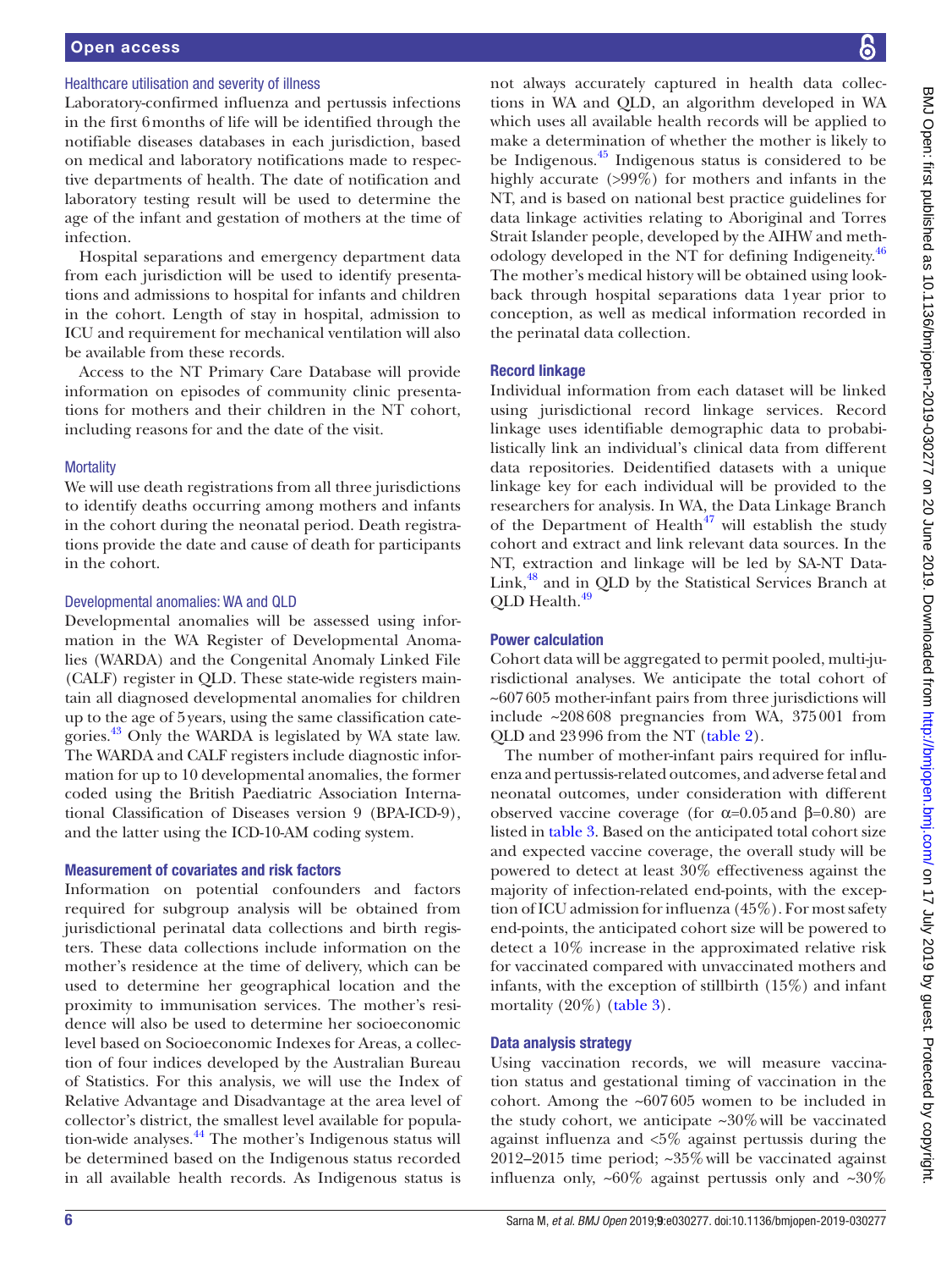### Healthcare utilisation and severity of illness

Laboratory-confirmed influenza and pertussis infections in the first 6 months of life will be identified through the notifiable diseases databases in each jurisdiction, based on medical and laboratory notifications made to respective departments of health. The date of notification and laboratory testing result will be used to determine the age of the infant and gestation of mothers at the time of infection.

Hospital separations and emergency department data from each jurisdiction will be used to identify presentations and admissions to hospital for infants and children in the cohort. Length of stay in hospital, admission to ICU and requirement for mechanical ventilation will also be available from these records.

Access to the NT Primary Care Database will provide information on episodes of community clinic presentations for mothers and their children in the NT cohort, including reasons for and the date of the visit.

### Mortality

We will use death registrations from all three jurisdictions to identify deaths occurring among mothers and infants in the cohort during the neonatal period. Death registrations provide the date and cause of death for participants in the cohort.

### Developmental anomalies: WA and QLD

Developmental anomalies will be assessed using information in the WA Register of Developmental Anomalies (WARDA) and the Congenital Anomaly Linked File (CALF) register in QLD. These state-wide registers maintain all diagnosed developmental anomalies for children up to the age of 5 years, using the same classification categories.[43] Only the WARDA is legislated by WA state law. The WARDA and CALF registers include diagnostic information for up to 10 developmental anomalies, the former coded using the British Paediatric Association International Classification of Diseases version 9 (BPA-ICD-9), and the latter using the ICD-10-AM coding system.

## Measurement of covariates and risk factors

Information on potential confounders and factors required for subgroup analysis will be obtained from jurisdictional perinatal data collections and birth registers. These data collections include information on the mother's residence at the time of delivery, which can be used to determine her geographical location and the proximity to immunisation services. The mother's residence will also be used to determine her socioeconomic level based on Socioeconomic Indexes for Areas, a collection of four indices developed by the Australian Bureau of Statistics. For this analysis, we will use the Index of Relative Advantage and Disadvantage at the area level of collector's district, the smallest level available for population-wide analyses.[44] The mother's Indigenous status will be determined based on the Indigenous status recorded in all available health records. As Indigenous status is not always accurately captured in health data collections in WA and QLD, an algorithm developed in WA which uses all available health records will be applied to make a determination of whether the mother is likely to be Indigenous.[45] Indigenous status is considered to be highly accurate (>99%) for mothers and infants in the NT, and is based on national best practice guidelines for data linkage activities relating to Aboriginal and Torres Strait Islander people, developed by the AIHW and methodology developed in the NT for defining Indigeneity.[46] The mother's medical history will be obtained using lookback through hospital separations data 1 year prior to conception, as well as medical information recorded in the perinatal data collection.

## Record linkage

Individual information from each dataset will be linked using jurisdictional record linkage services. Record linkage uses identifiable demographic data to probabilistically link an individual's clinical data from different data repositories. Deidentified datasets with a unique linkage key for each individual will be provided to the researchers for analysis. In WA, the Data Linkage Branch of the Department of Health[47] will establish the study cohort and extract and link relevant data sources. In the NT, extraction and linkage will be led by SA-NT DataLink,[48] and in QLD by the Statistical Services Branch at QLD Health.[49]

## Power calculation

Cohort data will be aggregated to permit pooled, multi-jurisdictional analyses. We anticipate the total cohort of ~607 605 mother-infant pairs from three jurisdictions will include ~208 608 pregnancies from WA, 375 001 from QLD and 23 996 from the NT (table 2).

The number of mother-infant pairs required for influenza and pertussis-related outcomes, and adverse fetal and neonatal outcomes, under consideration with different observed vaccine coverage (for $\alpha$=0.05 and $\beta$=0.80) are listed in table 3. Based on the anticipated total cohort size and expected vaccine coverage, the overall study will be powered to detect at least 30% effectiveness against the majority of infection-related end-points, with the exception of ICU admission for influenza (45%). For most safety end-points, the anticipated cohort size will be powered to detect a 10% increase in the approximated relative risk for vaccinated compared with unvaccinated mothers and infants, with the exception of stillbirth (15%) and infant mortality (20%) (table 3).

## Data analysis strategy

Using vaccination records, we will measure vaccination status and gestational timing of vaccination in the cohort. Among the ~607 605 women to be included in the study cohort, we anticipate ~30% will be vaccinated against influenza and <5% against pertussis during the 2012–2015 time period; ~35% will be vaccinated against influenza only, ~60% against pertussis only and ~30%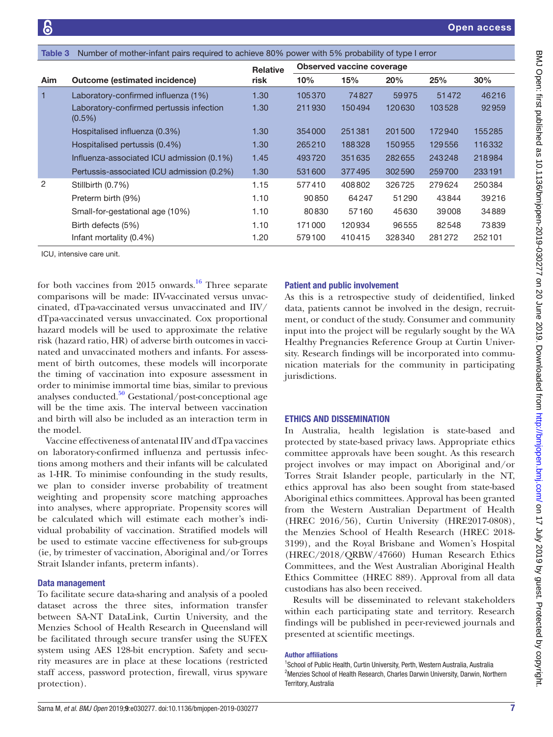Table 3 Number of mother-infant pairs required to achieve 80% power with 5% probability of type I error

| Aim | Outcome (estimated incidence) | Relative risk | Observed vaccine coverage | | | | |
|---|---|---|---|---|---|---|---|
| | | | 10% | 15% | 20% | 25% | 30% |
| 1 | Laboratory-confirmed influenza (1%) | 1.30 | 105370 | 74827 | 59975 | 51472 | 46216 |
| | Laboratory-confirmed pertussis infection (0.5%) | 1.30 | 211930 | 150494 | 120630 | 103528 | 92959 |
| | Hospitalised influenza (0.3%) | 1.30 | 354000 | 251381 | 201500 | 172940 | 155285 |
| | Hospitalised pertussis (0.4%) | 1.30 | 265210 | 188328 | 150955 | 129556 | 116332 |
| | Influenza-associated ICU admission (0.1%) | 1.45 | 493720 | 351635 | 282655 | 243248 | 218984 |
| | Pertussis-associated ICU admission (0.2%) | 1.30 | 531600 | 377495 | 302590 | 259700 | 233191 |
| 2 | Stillbirth (0.7%) | 1.15 | 577410 | 408802 | 326725 | 279624 | 250384 |
| | Preterm birth (9%) | 1.10 | 90850 | 64247 | 51290 | 43844 | 39216 |
| | Small-for-gestational age (10%) | 1.10 | 80830 | 57160 | 45630 | 39008 | 34889 |
| | Birth defects (5%) | 1.10 | 171000 | 120934 | 96555 | 82548 | 73839 |
| | Infant mortality (0.4%) | 1.20 | 579100 | 410415 | 328340 | 281272 | 252101 |

ICU, intensive care unit.

for both vaccines from 2015 onwards.[16] Three separate comparisons will be made: IIV-vaccinated versus unvaccinated, dTpa-vaccinated versus unvaccinated and IIV/dTpa-vaccinated versus unvaccinated. Cox proportional hazard models will be used to approximate the relative risk (hazard ratio, HR) of adverse birth outcomes in vaccinated and unvaccinated mothers and infants. For assessment of birth outcomes, these models will incorporate the timing of vaccination into exposure assessment in order to minimise immortal time bias, similar to previous analyses conducted.[50] Gestational/post-conceptional age will be the time axis. The interval between vaccination and birth will also be included as an interaction term in the model.

Vaccine effectiveness of antenatal IIV and dTpa vaccines on laboratory-confirmed influenza and pertussis infections among mothers and their infants will be calculated as 1-HR. To minimise confounding in the study results, we plan to consider inverse probability of treatment weighting and propensity score matching approaches into analyses, where appropriate. Propensity scores will be calculated which will estimate each mother's individual probability of vaccination. Stratified models will be used to estimate vaccine effectiveness for sub-groups (ie, by trimester of vaccination, Aboriginal and/or Torres Strait Islander infants, preterm infants).

### Data management

To facilitate secure data-sharing and analysis of a pooled dataset across the three sites, information transfer between SA-NT DataLink, Curtin University, and the Menzies School of Health Research in Queensland will be facilitated through secure transfer using the SUFEX system using AES 128-bit encryption. Safety and security measures are in place at these locations (restricted staff access, password protection, firewall, virus spyware protection).

### Patient and public involvement

As this is a retrospective study of deidentified, linked data, patients cannot be involved in the design, recruitment, or conduct of the study. Consumer and community input into the project will be regularly sought by the WA Healthy Pregnancies Reference Group at Curtin University. Research findings will be incorporated into communication materials for the community in participating jurisdictions.

## ETHICS AND DISSEMINATION

In Australia, health legislation is state-based and protected by state-based privacy laws. Appropriate ethics committee approvals have been sought. As this research project involves or may impact on Aboriginal and/or Torres Strait Islander people, particularly in the NT, ethics approval has also been sought from state-based Aboriginal ethics committees. Approval has been granted from the Western Australian Department of Health (HREC 2016/56), Curtin University (HRE2017-0808), the Menzies School of Health Research (HREC 2018-3199), and the Royal Brisbane and Women's Hospital (HREC/2018/QRBW/47660) Human Research Ethics Committees, and the West Australian Aboriginal Health Ethics Committee (HREC 889). Approval from all data custodians has also been received.

Results will be disseminated to relevant stakeholders within each participating state and territory. Research findings will be published in peer-reviewed journals and presented at scientific meetings.

#### Author affiliations

[1]School of Public Health, Curtin University, Perth, Western Australia, Australia
[2]Menzies School of Health Research, Charles Darwin University, Darwin, Northern Territory, Australia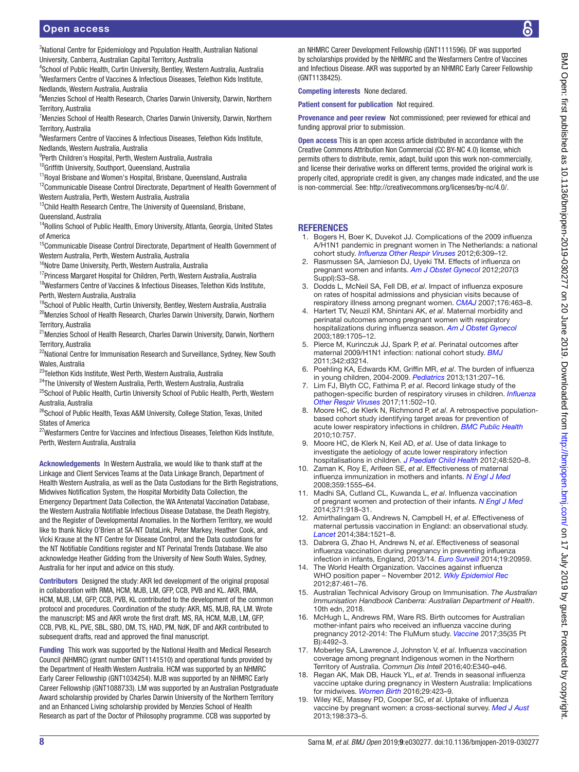[3]National Centre for Epidemiology and Population Health, Australian National University, Canberra, Australian Capital Territory, Australia
[4]School of Public Health, Curtin University, Bentley, Western Australia, Australia
[5]Wesfarmers Centre of Vaccines & Infectious Diseases, Telethon Kids Institute, Nedlands, Western Australia, Australia
[6]Menzies School of Health Research, Charles Darwin University, Darwin, Northern Territory, Australia
[7]Menzies School of Health Research, Charles Darwin University, Darwin, Northern Territory, Australia
[8]Wesfarmers Centre of Vaccines & Infectious Diseases, Telethon Kids Institute, Nedlands, Western Australia, Australia
[9]Perth Children's Hospital, Perth, Western Australia, Australia
[10]Griffith University, Southport, Queensland, Australia
[11]Royal Brisbane and Women's Hospital, Brisbane, Queensland, Australia
[12]Communicable Disease Control Directorate, Department of Health Government of Western Australia, Perth, Western Australia, Australia
[13]Child Health Research Centre, The University of Queensland, Brisbane, Queensland, Australia
[14]Rollins School of Public Health, Emory University, Atlanta, Georgia, United States of America
[15]Communicable Disease Control Directorate, Department of Health Government of Western Australia, Perth, Western Australia, Australia
[16]Notre Dame University, Perth, Western Australia, Australia
[17]Princess Margaret Hospital for Children, Perth, Western Australia, Australia
[18]Wesfarmers Centre of Vaccines & Infectious Diseases, Telethon Kids Institute, Perth, Western Australia, Australia
[19]School of Public Health, Curtin University, Bentley, Western Australia, Australia
[20]Menzies School of Health Research, Charles Darwin University, Darwin, Northern Territory, Australia
[21]Menzies School of Health Research, Charles Darwin University, Darwin, Northern Territory, Australia
[22]National Centre for Immunisation Research and Surveillance, Sydney, New South Wales, Australia
[23]Telethon Kids Institute, West Perth, Western Australia, Australia
[24]The University of Western Australia, Perth, Western Australia, Australia
[25]School of Public Health, Curtin University School of Public Health, Perth, Western Australia, Australia
[26]School of Public Health, Texas A&M University, College Station, Texas, United States of America
[27]Wesfarmers Centre for Vaccines and Infectious Diseases, Telethon Kids Institute, Perth, Western Australia, Australia

**Acknowledgements** In Western Australia, we would like to thank staff at the Linkage and Client Services Teams at the Data Linkage Branch, Department of Health Western Australia, as well as the Data Custodians for the Birth Registrations, Midwives Notification System, the Hospital Morbidity Data Collection, the Emergency Department Data Collection, the WA Antenatal Vaccination Database, the Western Australia Notifiable Infectious Disease Database, the Death Registry, and the Register of Developmental Anomalies. In the Northern Territory, we would like to thank Nicky O'Brien at SA-NT DataLink, Peter Markey, Heather Cook, and Vicki Krause at the NT Centre for Disease Control, and the Data custodians for the NT Notifiable Conditions register and NT Perinatal Trends Database. We also acknowledge Heather Gidding from the University of New South Wales, Sydney, Australia for her input and advice on this study.

**Contributors** Designed the study: AKR led development of the original proposal in collaboration with RMA, HCM, MJB, LM, GFP, CCB, PVB and KL. AKR, RMA, HCM, MJB, LM, GFP, CCB, PVB, KL contributed to the development of the common protocol and procedures. Coordination of the study: AKR, MS, MJB, RA, LM. Wrote the manuscript: MS and AKR wrote the first draft. MS, RA, HCM, MJB, LM, GFP, CCB, PVB, KL, PVE, SBL, SBO, DM, TS, HAD, PM, NdK, DF and AKR contributed to subsequent drafts, read and approved the final manuscript.

**Funding** This work was supported by the National Health and Medical Research Council (NHMRC) (grant number GNT1141510) and operational funds provided by the Department of Health Western Australia. HCM was supported by an NHMRC Early Career Fellowship (GNT1034254). MJB was supported by an NHMRC Early Career Fellowship (GNT1088733). LM was supported by an Australian Postgraduate Award scholarship provided by Charles Darwin University of the Northern Territory and an Enhanced Living scholarship provided by Menzies School of Health Research as part of the Doctor of Philosophy programme. CCB was supported by an NHMRC Career Development Fellowship (GNT1111596). DF was supported by scholarships provided by the NHMRC and the Wesfarmers Centre of Vaccines and Infectious Disease. AKR was supported by an NHMRC Early Career Fellowship (GNT1138425).

**Competing interests** None declared.

**Patient consent for publication** Not required.

**Provenance and peer review** Not commissioned; peer reviewed for ethical and funding approval prior to submission.

**Open access** This is an open access article distributed in accordance with the Creative Commons Attribution Non Commercial (CC BY-NC 4.0) license, which permits others to distribute, remix, adapt, build upon this work non-commercially, and license their derivative works on different terms, provided the original work is properly cited, appropriate credit is given, any changes made indicated, and the use is non-commercial. See: http://creativecommons.org/licenses/by-nc/4.0/.

## REFERENCES

1. Bogers H, Boer K, Duvekot JJ. Complications of the 2009 influenza A/H1N1 pandemic in pregnant women in The Netherlands: a national cohort study. *Influenza Other Respir Viruses* 2012;6:309–12.
2. Rasmussen SA, Jamieson DJ, Uyeki TM. Effects of influenza on pregnant women and infants. *Am J Obstet Gynecol* 2012;207(3 Suppl):S3–S8.
3. Dodds L, McNeil SA, Fell DB, *et al*. Impact of influenza exposure on rates of hospital admissions and physician visits because of respiratory illness among pregnant women. *CMAJ* 2007;176:463–8.
4. Hartert TV, Neuzil KM, Shintani AK, *et al*. Maternal morbidity and perinatal outcomes among pregnant women with respiratory hospitalizations during influenza season. *Am J Obstet Gynecol* 2003;189:1705–12.
5. Pierce M, Kurinczuk JJ, Spark P, *et al*. Perinatal outcomes after maternal 2009/H1N1 infection: national cohort study. *BMJ* 2011;342:d3214.
6. Poehling KA, Edwards KM, Griffin MR, *et al*. The burden of influenza in young children, 2004-2009. *Pediatrics* 2013;131:207–16.
7. Lim FJ, Blyth CC, Fathima P, *et al*. Record linkage study of the pathogen-specific burden of respiratory viruses in children. *Influenza Other Respir Viruses* 2017;11:502–10.
8. Moore HC, de Klerk N, Richmond P, *et al*. A retrospective population-based cohort study identifying target areas for prevention of acute lower respiratory infections in children. *BMC Public Health* 2010;10:757.
9. Moore HC, de Klerk N, Keil AD, *et al*. Use of data linkage to investigate the aetiology of acute lower respiratory infection hospitalisations in children. *J Paediatr Child Health* 2012;48:520–8.
10. Zaman K, Roy E, Arifeen SE, *et al*. Effectiveness of maternal influenza immunization in mothers and infants. *N Engl J Med* 2008;359:1555–64.
11. Madhi SA, Cutland CL, Kuwanda L, *et al*. Influenza vaccination of pregnant women and protection of their infants. *N Engl J Med* 2014;371:918–31.
12. Amirthalingam G, Andrews N, Campbell H, *et al*. Effectiveness of maternal pertussis vaccination in England: an observational study. *Lancet* 2014;384:1521–8.
13. Dabrera G, Zhao H, Andrews N, *et al*. Effectiveness of seasonal influenza vaccination during pregnancy in preventing influenza infection in infants, England, 2013/14. *Euro Surveill* 2014;19:20959.
14. The World Health Organization. Vaccines against influenza WHO position paper – November 2012. *Wkly Epidemiol Rec* 2012;87:461–76.
15. Australian Technical Advisory Group on Immunisation. *The Australian Immunisation Handbook Canberra: Australian Department of Health*. 10th edn, 2018.
16. McHugh L, Andrews RM, Ware RS. Birth outcomes for Australian mother-infant pairs who received an influenza vaccine during pregnancy 2012-2014: The FluMum study. *Vaccine* 2017;35(35 Pt B):4492–3.
17. Moberley SA, Lawrence J, Johnston V, *et al*. Influenza vaccination coverage among pregnant Indigenous women in the Northern Territory of Australia. *Commun Dis Intell* 2016;40:E340–e46.
18. Regan AK, Mak DB, Hauck YL, *et al*. Trends in seasonal influenza vaccine uptake during pregnancy in Western Australia: Implications for midwives. *Women Birth* 2016;29:423–9.
19. Wiley KE, Massey PD, Cooper SC, *et al*. Uptake of influenza vaccine by pregnant women: a cross-sectional survey. *Med J Aust* 2013;198:373–5.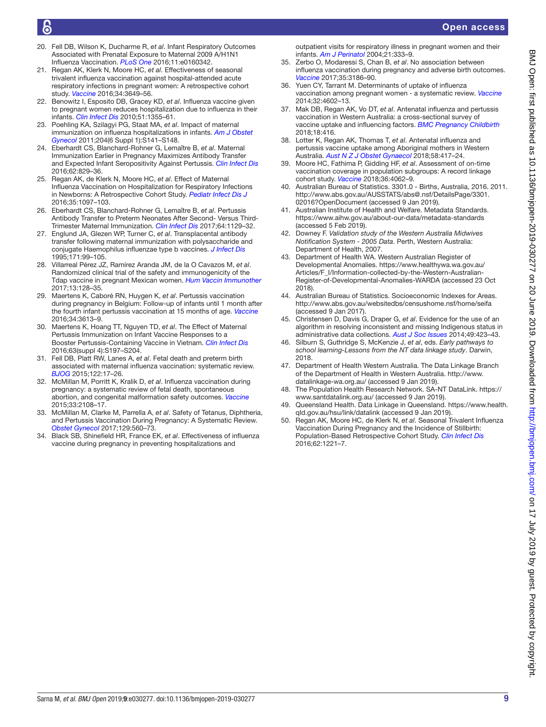20. Fell DB, Wilson K, Ducharme R, *et al*. Infant Respiratory Outcomes Associated with Prenatal Exposure to Maternal 2009 A/H1N1 Influenza Vaccination. *PLoS One* 2016;11:e0160342.
21. Regan AK, Klerk N, Moore HC, *et al*. Effectiveness of seasonal trivalent influenza vaccination against hospital-attended acute respiratory infections in pregnant women: A retrospective cohort study. *Vaccine* 2016;34:3649–56.
22. Benowitz I, Esposito DB, Gracey KD, *et al*. Influenza vaccine given to pregnant women reduces hospitalization due to influenza in their infants. *Clin Infect Dis* 2010;51:1355–61.
23. Poehling KA, Szilagyi PG, Staat MA, *et al*. Impact of maternal immunization on influenza hospitalizations in infants. *Am J Obstet Gynecol* 2011;204(6 Suppl 1):S141–S148.
24. Eberhardt CS, Blanchard-Rohner G, Lemaître B, *et al*. Maternal Immunization Earlier in Pregnancy Maximizes Antibody Transfer and Expected Infant Seropositivity Against Pertussis. *Clin Infect Dis* 2016;62:829–36.
25. Regan AK, de Klerk N, Moore HC, *et al*. Effect of Maternal Influenza Vaccination on Hospitalization for Respiratory Infections in Newborns: A Retrospective Cohort Study. *Pediatr Infect Dis J* 2016;35:1097–103.
26. Eberhardt CS, Blanchard-Rohner G, Lemaître B, *et al*. Pertussis Antibody Transfer to Preterm Neonates After Second- Versus Third-Trimester Maternal Immunization. *Clin Infect Dis* 2017;64:1129–32.
27. Englund JA, Glezen WP, Turner C, *et al*. Transplacental antibody transfer following maternal immunization with polysaccharide and conjugate Haemophilus influenzae type b vaccines. *J Infect Dis* 1995;171:99–105.
28. Villarreal Pérez JZ, Ramírez Aranda JM, de la O Cavazos M, *et al*. Randomized clinical trial of the safety and immunogenicity of the Tdap vaccine in pregnant Mexican women. *Hum Vaccin Immunother* 2017;13:128–35.
29. Maertens K, Caboré RN, Huygen K, *et al*. Pertussis vaccination during pregnancy in Belgium: Follow-up of infants until 1 month after the fourth infant pertussis vaccination at 15 months of age. *Vaccine* 2016;34:3613–9.
30. Maertens K, Hoang TT, Nguyen TD, *et al*. The Effect of Maternal Pertussis Immunization on Infant Vaccine Responses to a Booster Pertussis-Containing Vaccine in Vietnam. *Clin Infect Dis* 2016;63(suppl 4):S197–S204.
31. Fell DB, Platt RW, Lanes A, *et al*. Fetal death and preterm birth associated with maternal influenza vaccination: systematic review. *BJOG* 2015;122:17–26.
32. McMillan M, Porritt K, Kralik D, *et al*. Influenza vaccination during pregnancy: a systematic review of fetal death, spontaneous abortion, and congenital malformation safety outcomes. *Vaccine* 2015;33:2108–17.
33. McMillan M, Clarke M, Parrella A, *et al*. Safety of Tetanus, Diphtheria, and Pertussis Vaccination During Pregnancy: A Systematic Review. *Obstet Gynecol* 2017;129:560–73.
34. Black SB, Shinefield HR, France EK, *et al*. Effectiveness of influenza vaccine during pregnancy in preventing hospitalizations and outpatient visits for respiratory illness in pregnant women and their infants. *Am J Perinatol* 2004;21:333–9.
35. Zerbo O, Modaressi S, Chan B, *et al*. No association between influenza vaccination during pregnancy and adverse birth outcomes. *Vaccine* 2017;35:3186–90.
36. Yuen CY, Tarrant M. Determinants of uptake of influenza vaccination among pregnant women - a systematic review. *Vaccine* 2014;32:4602–13.
37. Mak DB, Regan AK, Vo DT, *et al*. Antenatal influenza and pertussis vaccination in Western Australia: a cross-sectional survey of vaccine uptake and influencing factors. *BMC Pregnancy Childbirth* 2018;18:416.
38. Lotter K, Regan AK, Thomas T, *et al*. Antenatal influenza and pertussis vaccine uptake among Aboriginal mothers in Western Australia. *Aust N Z J Obstet Gynaecol* 2018;58:417–24.
39. Moore HC, Fathima P, Gidding HF, *et al*. Assessment of on-time vaccination coverage in population subgroups: A record linkage cohort study. *Vaccine* 2018;36:4062–9.
40. Australian Bureau of Statistics. 3301.0 - Births, Australia, 2016. 2011. http://www.abs.gov.au/AUSSTATS/abs@.nsf/DetailsPage/3301.02016?OpenDocument (accessed 9 Jan 2019).
41. Australian Institute of Health and Welfare. Metadata Standards. https://www.aihw.gov.au/about-our-data/metadata-standards (accessed 5 Feb 2019).
42. Downey F. *Validation study of the Western Australia Midwives Notification System - 2005 Data*. Perth, Western Australia: Department of Health, 2007.
43. Department of Health WA. Western Australian Register of Developmental Anomalies. https://www.healthywa.wa.gov.au/Articles/F_I/Information-collected-by-the-Western-Australian-Register-of-Developmental-Anomalies-WARDA (accessed 23 Oct 2018).
44. Australian Bureau of Statistics. Socioeconomic Indexes for Areas. http://www.abs.gov.au/websitedbs/censushome.nsf/home/seifa (accessed 9 Jan 2017).
45. Christensen D, Davis G, Draper G, *et al*. Evidence for the use of an algorithm in resolving inconsistent and missing Indigenous status in administrative data collections. *Aust J Soc Issues* 2014;49:423–43.
46. Silburn S, Guthridge S, McKenzie J, *et al*, eds. *Early pathways to school learning-Lessons from the NT data linkage study*. Darwin, 2018.
47. Department of Health Western Australia. The Data Linkage Branch of the Department of Health in Western Australia. http://www.datalinkage-wa.org.au/ (accessed 9 Jan 2019).
48. The Population Health Research Network. SA-NT DataLink. https://www.santdatalink.org.au/ (accessed 9 Jan 2019).
49. Queensland Health. Data Linkage in Queensland. https://www.health.qld.gov.au/hsu/link/datalink (accessed 9 Jan 2019).
50. Regan AK, Moore HC, de Klerk N, *et al*. Seasonal Trivalent Influenza Vaccination During Pregnancy and the Incidence of Stillbirth: Population-Based Retrospective Cohort Study. *Clin Infect Dis* 2016;62:1221–7.